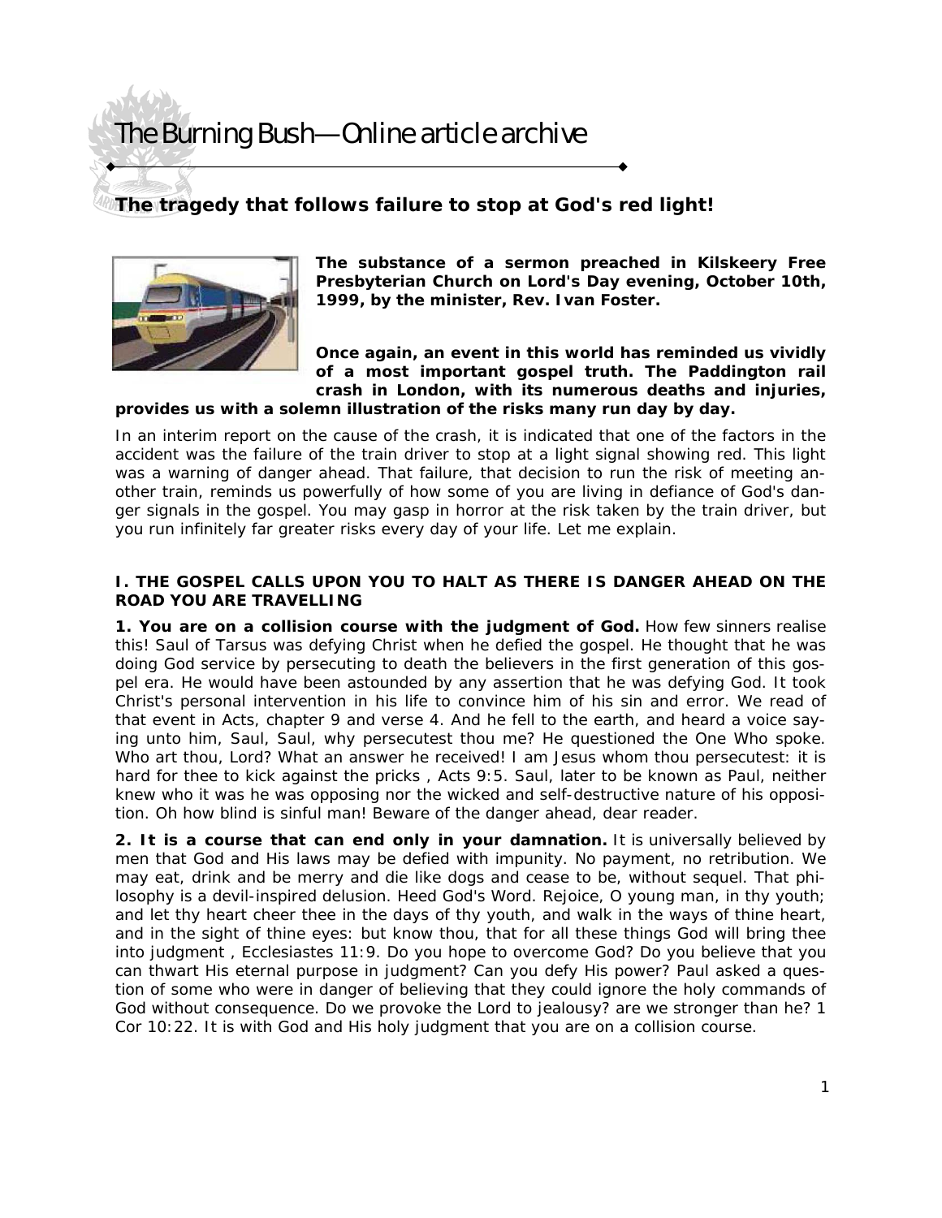# The Burning Bush—Online article archive

## The tragedy that follows failure to stop at God's red light!

**The substance of a sermon preached in Kilskeery Free Presbyterian Church on Lord's Day evening, October 10th, 1999, by the minister, Rev. Ivan Foster.**

**Once again, an event in this world has reminded us vividly of a most important gospel truth. The Paddington rail crash in London, with its numerous deaths and injuries, provides us with a solemn illustration of the risks many run day by day.**

In an interim report on the cause of the crash, it is indicated that one of the factors in the accident was the failure of the train driver to stop at a light signal showing red. This light was a warning of danger ahead. That failure, that decision to run the risk of meeting another train, reminds us powerfully of how some of you are living in defiance of God's danger signals in the gospel. You may gasp in horror at the risk taken by the train driver, but you run infinitely far greater risks every day of your life. Let me explain.

### I. THE GOSPEL CALLS UPON YOU TO HALT AS THERE IS DANGER AHEAD ON THE ROAD YOU ARE TRAVELLING

**1. You are on a collision course with the judgment of God.** How few sinners realise this! Saul of Tarsus was defying Christ when he defied the gospel. He thought that he was doing God service by persecuting to death the believers in the first generation of this gospel era. He would have been astounded by any assertion that he was defying God. It took Christ's personal intervention in his life to convince him of his sin and error. We read of that event in Acts, chapter 9 and verse 4. And he fell to the earth, and heard a voice saying unto him, Saul, Saul, why persecutest thou me? He questioned the One Who spoke. Who art thou, Lord? What an answer he received! I am Jesus whom thou persecutest: it is hard for thee to kick against the pricks , Acts 9:5. Saul, later to be known as Paul, neither knew who it was he was opposing nor the wicked and self-destructive nature of his opposition. Oh how blind is sinful man! Beware of the danger ahead, dear reader.

**2. It is a course that can end only in your damnation.** It is universally believed by men that God and His laws may be defied with impunity. No payment, no retribution. We may eat, drink and be merry and die like dogs and cease to be, without sequel. That philosophy is a devil-inspired delusion. Heed God's Word. Rejoice, O young man, in thy youth; and let thy heart cheer thee in the days of thy youth, and walk in the ways of thine heart, and in the sight of thine eyes: but know thou, that for all these things God will bring thee into judgment , Ecclesiastes 11:9. Do you hope to overcome God? Do you believe that you can thwart His eternal purpose in judgment? Can you defy His power? Paul asked a question of some who were in danger of believing that they could ignore the holy commands of God without consequence. Do we provoke the Lord to jealousy? are we stronger than he? 1 Cor 10:22. It is with God and His holy judgment that you are on a collision course.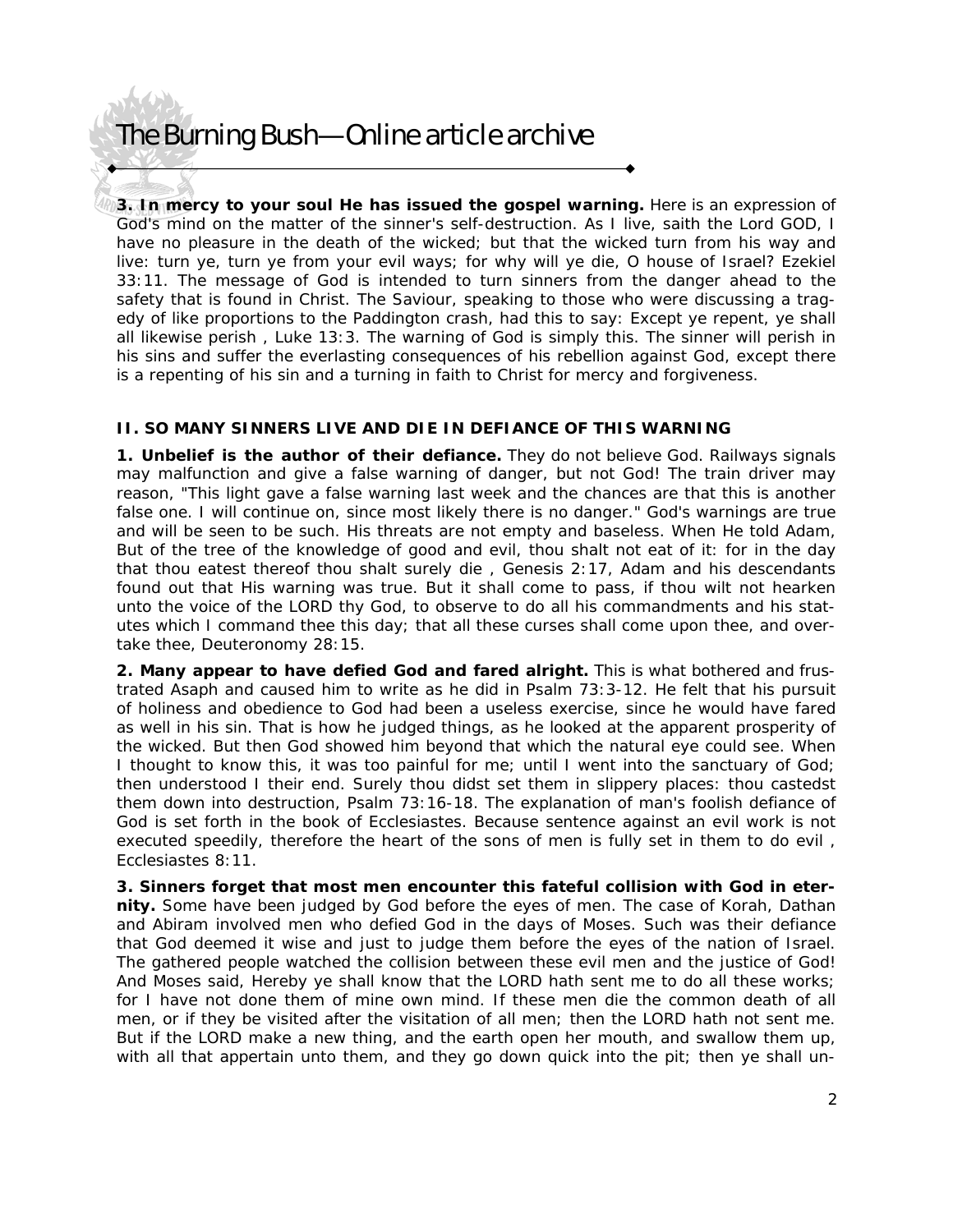**3. In mercy to your soul He has issued the gospel warning.** Here is an expression of God's mind on the matter of the sinner's self-destruction. As I live, saith the Lord GOD, I have no pleasure in the death of the wicked; but that the wicked turn from his way and live: turn ye, turn ye from your evil ways; for why will ye die, O house of Israel? Ezekiel 33:11. The message of God is intended to turn sinners from the danger ahead to the safety that is found in Christ. The Saviour, speaking to those who were discussing a tragedy of like proportions to the Paddington crash, had this to say: Except ye repent, ye shall all likewise perish , Luke 13:3. The warning of God is simply this. The sinner will perish in his sins and suffer the everlasting consequences of his rebellion against God, except there is a repenting of his sin and a turning in faith to Christ for mercy and forgiveness.

**II. SO MANY SINNERS LIVE AND DIE IN DEFIANCE OF THIS WARNING**

**1. Unbelief is the author of their defiance.** They do not believe God. Railways signals may malfunction and give a false warning of danger, but not God! The train driver may reason, "This light gave a false warning last week and the chances are that this is another false one. I will continue on, since most likely there is no danger." God's warnings are true and will be seen to be such. His threats are not empty and baseless. When He told Adam, But of the tree of the knowledge of good and evil, thou shalt not eat of it: for in the day that thou eatest thereof thou shalt surely die , Genesis 2:17, Adam and his descendants found out that His warning was true. But it shall come to pass, if thou wilt not hearken unto the voice of the LORD thy God, to observe to do all his commandments and his statutes which I command thee this day; that all these curses shall come upon thee, and overtake thee, Deuteronomy 28:15.

**2. Many appear to have defied God and fared alright.** This is what bothered and frustrated Asaph and caused him to write as he did in Psalm 73:3-12. He felt that his pursuit of holiness and obedience to God had been a useless exercise, since he would have fared as well in his sin. That is how he judged things, as he looked at the apparent prosperity of the wicked. But then God showed him beyond that which the natural eye could see. When I thought to know this, it was too painful for me; until I went into the sanctuary of God; then understood I their end. Surely thou didst set them in slippery places: thou castedst them down into destruction, Psalm 73:16-18. The explanation of man's foolish defiance of God is set forth in the book of Ecclesiastes. Because sentence against an evil work is not executed speedily, therefore the heart of the sons of men is fully set in them to do evil , Ecclesiastes 8:11.

**3. Sinners forget that most men encounter this fateful collision with God in eternity.** Some have been judged by God before the eyes of men. The case of Korah, Dathan and Abiram involved men who defied God in the days of Moses. Such was their defiance that God deemed it wise and just to judge them before the eyes of the nation of Israel. The gathered people watched the collision between these evil men and the justice of God! And Moses said, Hereby ye shall know that the LORD hath sent me to do all these works; for I have not done them of mine own mind. If these men die the common death of all men, or if they be visited after the visitation of all men; then the LORD hath not sent me. But if the LORD make a new thing, and the earth open her mouth, and swallow them up, with all that appertain unto them, and they go down quick into the pit; then ye shall un-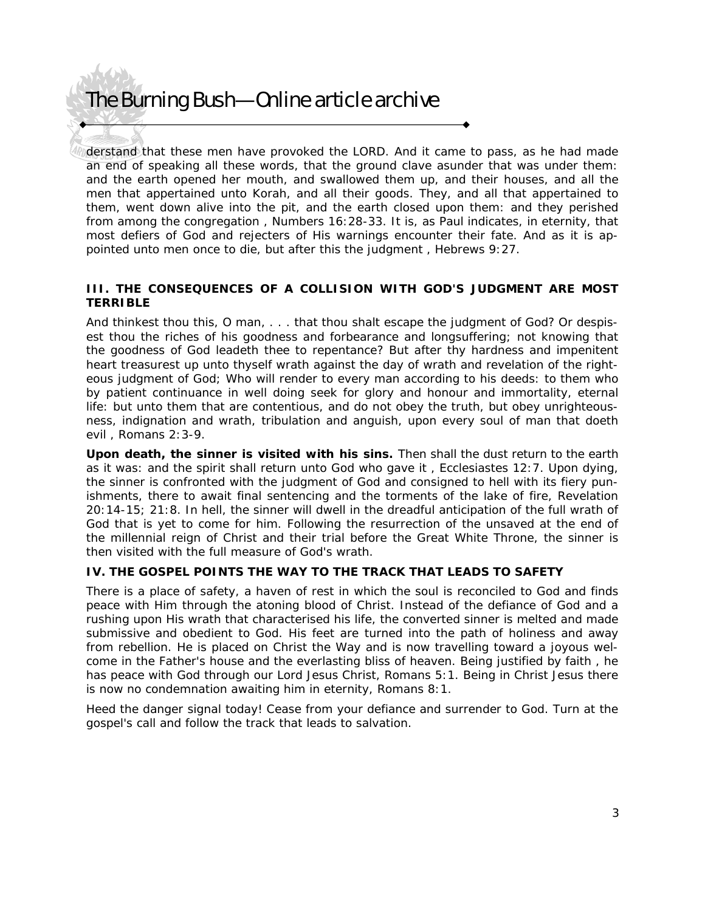derstand that these men have provoked the LORD. And it came to pass, as he had made an end of speaking all these words, that the ground clave asunder that was under them: and the earth opened her mouth, and swallowed them up, and their houses, and all the men that appertained unto Korah, and all their goods. They, and all that appertained to them, went down alive into the pit, and the earth closed upon them: and they perished from among the congregation , Numbers 16:28-33. It is, as Paul indicates, in eternity, that most defiers of God and rejecters of His warnings encounter their fate. And as it is appointed unto men once to die, but after this the judgment , Hebrews 9:27.

### III. THE CONSEQUENCES OF A COLLISION WITH GOD'S JUDGMENT ARE MOST TERRIBLE

And thinkest thou this, O man, . . . that thou shalt escape the judgment of God? Or despisest thou the riches of his goodness and forbearance and longsuffering; not knowing that the goodness of God leadeth thee to repentance? But after thy hardness and impenitent heart treasurest up unto thyself wrath against the day of wrath and revelation of the righteous judgment of God; Who will render to every man according to his deeds: to them who by patient continuance in well doing seek for glory and honour and immortality, eternal life: but unto them that are contentious, and do not obey the truth, but obey unrighteousness, indignation and wrath, tribulation and anguish, upon every soul of man that doeth evil , Romans 2:3-9.

**Upon death, the sinner is visited with his sins.** Then shall the dust return to the earth as it was: and the spirit shall return unto God who gave it , Ecclesiastes 12:7. Upon dying, the sinner is confronted with the judgment of God and consigned to hell with its fiery punishments, there to await final sentencing and the torments of the lake of fire, Revelation 20:14-15; 21:8. In hell, the sinner will dwell in the dreadful anticipation of the full wrath of God that is yet to come for him. Following the resurrection of the unsaved at the end of the millennial reign of Christ and their trial before the Great White Throne, the sinner is then visited with the full measure of God's wrath.

### IV. THE GOSPEL POINTS THE WAY TO THE TRACK THAT LEADS TO SAFETY

There is a place of safety, a haven of rest in which the soul is reconciled to God and finds peace with Him through the atoning blood of Christ. Instead of the defiance of God and a rushing upon His wrath that characterised his life, the converted sinner is melted and made submissive and obedient to God. His feet are turned into the path of holiness and away from rebellion. He is placed on Christ the Way and is now travelling toward a joyous welcome in the Father's house and the everlasting bliss of heaven. Being justified by faith , he has peace with God through our Lord Jesus Christ, Romans 5:1. Being in Christ Jesus there is now no condemnation awaiting him in eternity, Romans 8:1.

Heed the danger signal today! Cease from your defiance and surrender to God. Turn at the gospel's call and follow the track that leads to salvation.